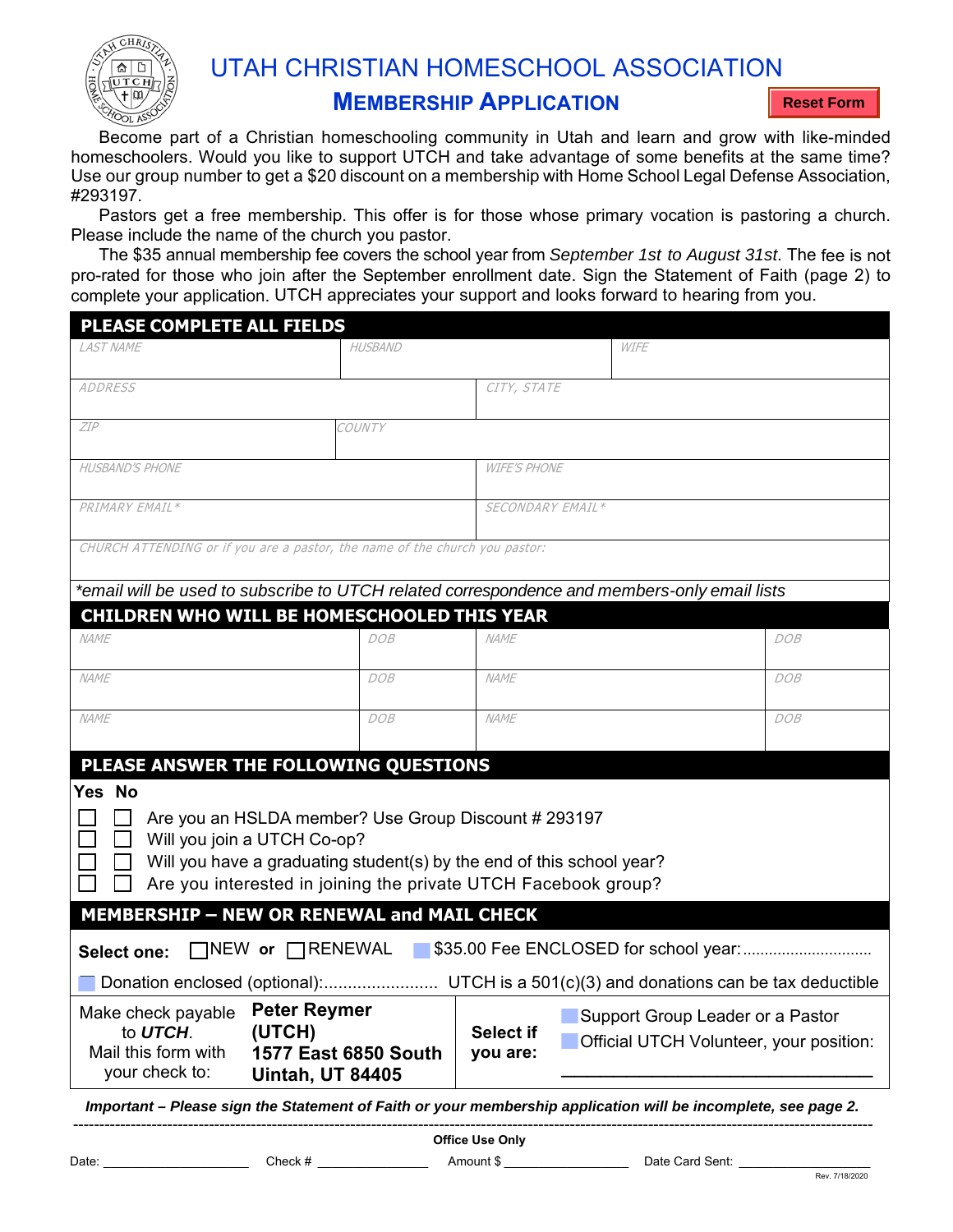# UTAH CHRISTIAN HOMESCHOOL ASSOCIATION

## MEMBERSHIP APPLICATION

Reset Form

Become part of a Christian homeschooling community in Utah and learn and grow with like-minded homeschoolers. Would you like to support UTCH and take advantage of some benefits at the same time? Use our group number to get a $20 discount on a membership with Home School Legal Defense Association, #293197.

Pastors get a free membership. This offer is for those whose primary vocation is pastoring a church. Please include the name of the church you pastor.

The $35 annual membership fee covers the school year from *September 1st to August 31st*. The fee is not pro-rated for those who join after the September enrollment date. Sign the Statement of Faith (page 2) to complete your application. UTCH appreciates your support and looks forward to hearing from you.

### PLEASE COMPLETE ALL FIELDS

| LAST NAME | HUSBAND | WIFE |
|---|---|---|
| ADDRESS | CITY, STATE | |
| ZIP | COUNTY | |
| HUSBAND'S PHONE | WIFE'S PHONE | |
| PRIMARY EMAIL* | SECONDARY EMAIL* | |
| CHURCH ATTENDING or if you are a pastor, the name of the church you pastor: | | |

*\*email will be used to subscribe to UTCH related correspondence and members-only email lists*

### CHILDREN WHO WILL BE HOMESCHOOLED THIS YEAR

| NAME | DOB | NAME | DOB |
|---|---|---|---|
| NAME | DOB | NAME | DOB |
| NAME | DOB | NAME | DOB |

### PLEASE ANSWER THE FOLLOWING QUESTIONS

| Yes | No | |
|---|---|---|
| ☐ | ☐ | Are you an HSLDA member? Use Group Discount # 293197 |
| ☐ | ☐ | Will you join a UTCH Co-op? |
| ☐ | ☐ | Will you have a graduating student(s) by the end of this school year? |
| ☐ | ☐ | Are you interested in joining the private UTCH Facebook group? |

### MEMBERSHIP – NEW OR RENEWAL and MAIL CHECK

**Select one:** ☐ NEW **or** ☐ RENEWAL ☐ $35.00 Fee ENCLOSED for school year:.............................

☐ Donation enclosed (optional):........................ UTCH is a 501(c)(3) and donations can be tax deductible

Make check payable to *UTCH*. Mail this form with your check to:

**Peter Reymer**
**(UTCH)**
**1577 East 6850 South**
**Uintah, UT 84405**

**Select if you are:**
☐ Support Group Leader or a Pastor
☐ Official UTCH Volunteer, your position: ______________________

***Important – Please sign the Statement of Faith or your membership application will be incomplete, see page 2.***

---

**Office Use Only**

Date: ____________ Check # ____________ Amount $ ____________ Date Card Sent: ____________

Rev. 7/18/2020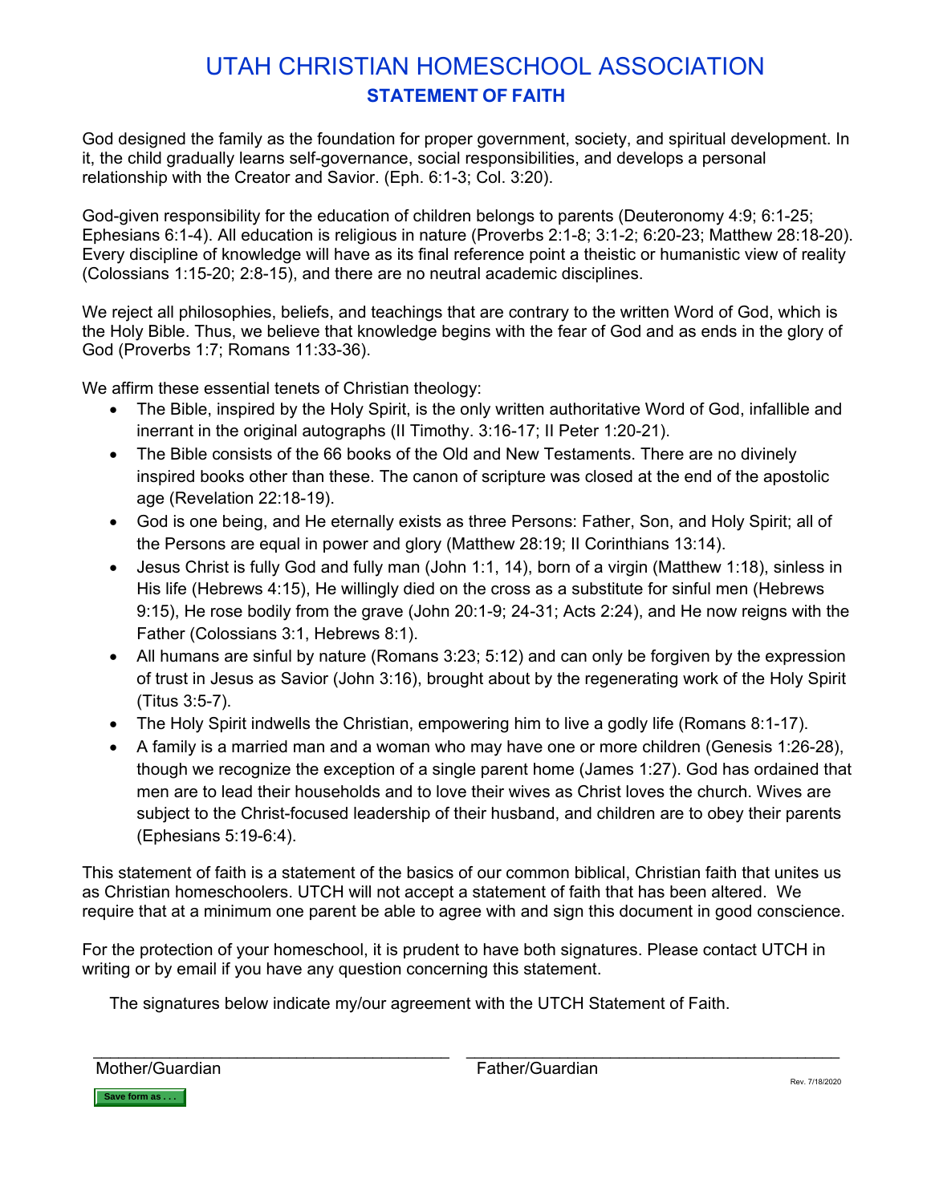# UTAH CHRISTIAN HOMESCHOOL ASSOCIATION

## STATEMENT OF FAITH

God designed the family as the foundation for proper government, society, and spiritual development. In it, the child gradually learns self-governance, social responsibilities, and develops a personal relationship with the Creator and Savior. (Eph. 6:1-3; Col. 3:20).

God-given responsibility for the education of children belongs to parents (Deuteronomy 4:9; 6:1-25; Ephesians 6:1-4). All education is religious in nature (Proverbs 2:1-8; 3:1-2; 6:20-23; Matthew 28:18-20). Every discipline of knowledge will have as its final reference point a theistic or humanistic view of reality (Colossians 1:15-20; 2:8-15), and there are no neutral academic disciplines.

We reject all philosophies, beliefs, and teachings that are contrary to the written Word of God, which is the Holy Bible. Thus, we believe that knowledge begins with the fear of God and as ends in the glory of God (Proverbs 1:7; Romans 11:33-36).

We affirm these essential tenets of Christian theology:

- The Bible, inspired by the Holy Spirit, is the only written authoritative Word of God, infallible and inerrant in the original autographs (II Timothy. 3:16-17; II Peter 1:20-21).
- The Bible consists of the 66 books of the Old and New Testaments. There are no divinely inspired books other than these. The canon of scripture was closed at the end of the apostolic age (Revelation 22:18-19).
- God is one being, and He eternally exists as three Persons: Father, Son, and Holy Spirit; all of the Persons are equal in power and glory (Matthew 28:19; II Corinthians 13:14).
- Jesus Christ is fully God and fully man (John 1:1, 14), born of a virgin (Matthew 1:18), sinless in His life (Hebrews 4:15), He willingly died on the cross as a substitute for sinful men (Hebrews 9:15), He rose bodily from the grave (John 20:1-9; 24-31; Acts 2:24), and He now reigns with the Father (Colossians 3:1, Hebrews 8:1).
- All humans are sinful by nature (Romans 3:23; 5:12) and can only be forgiven by the expression of trust in Jesus as Savior (John 3:16), brought about by the regenerating work of the Holy Spirit (Titus 3:5-7).
- The Holy Spirit indwells the Christian, empowering him to live a godly life (Romans 8:1-17).
- A family is a married man and a woman who may have one or more children (Genesis 1:26-28), though we recognize the exception of a single parent home (James 1:27). God has ordained that men are to lead their households and to love their wives as Christ loves the church. Wives are subject to the Christ-focused leadership of their husband, and children are to obey their parents (Ephesians 5:19-6:4).

This statement of faith is a statement of the basics of our common biblical, Christian faith that unites us as Christian homeschoolers. UTCH will not accept a statement of faith that has been altered. We require that at a minimum one parent be able to agree with and sign this document in good conscience.

For the protection of your homeschool, it is prudent to have both signatures. Please contact UTCH in writing or by email if you have any question concerning this statement.

The signatures below indicate my/our agreement with the UTCH Statement of Faith.

\_\_\_\_\_\_\_\_\_\_\_\_\_\_\_\_\_\_\_\_\_\_\_\_\_\_\_\_\_\_\_\_\_\_\_\_\_\_\_ \_\_\_\_\_\_\_\_\_\_\_\_\_\_\_\_\_\_\_\_\_\_\_\_\_\_\_\_\_\_\_\_\_\_\_\_\_\_\_

Mother/Guardian Father/Guardian

Rev. 7/18/2020

Save form as . . .